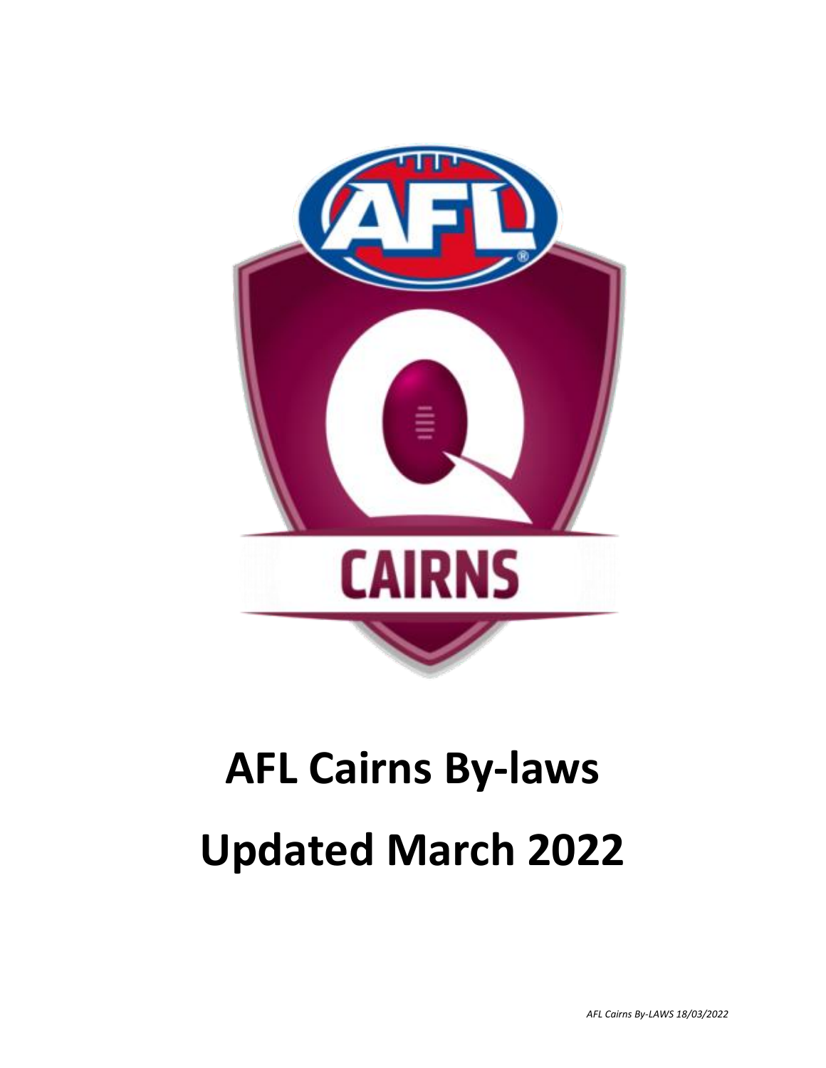# AFL Cairns By-laws

# Updated March 2022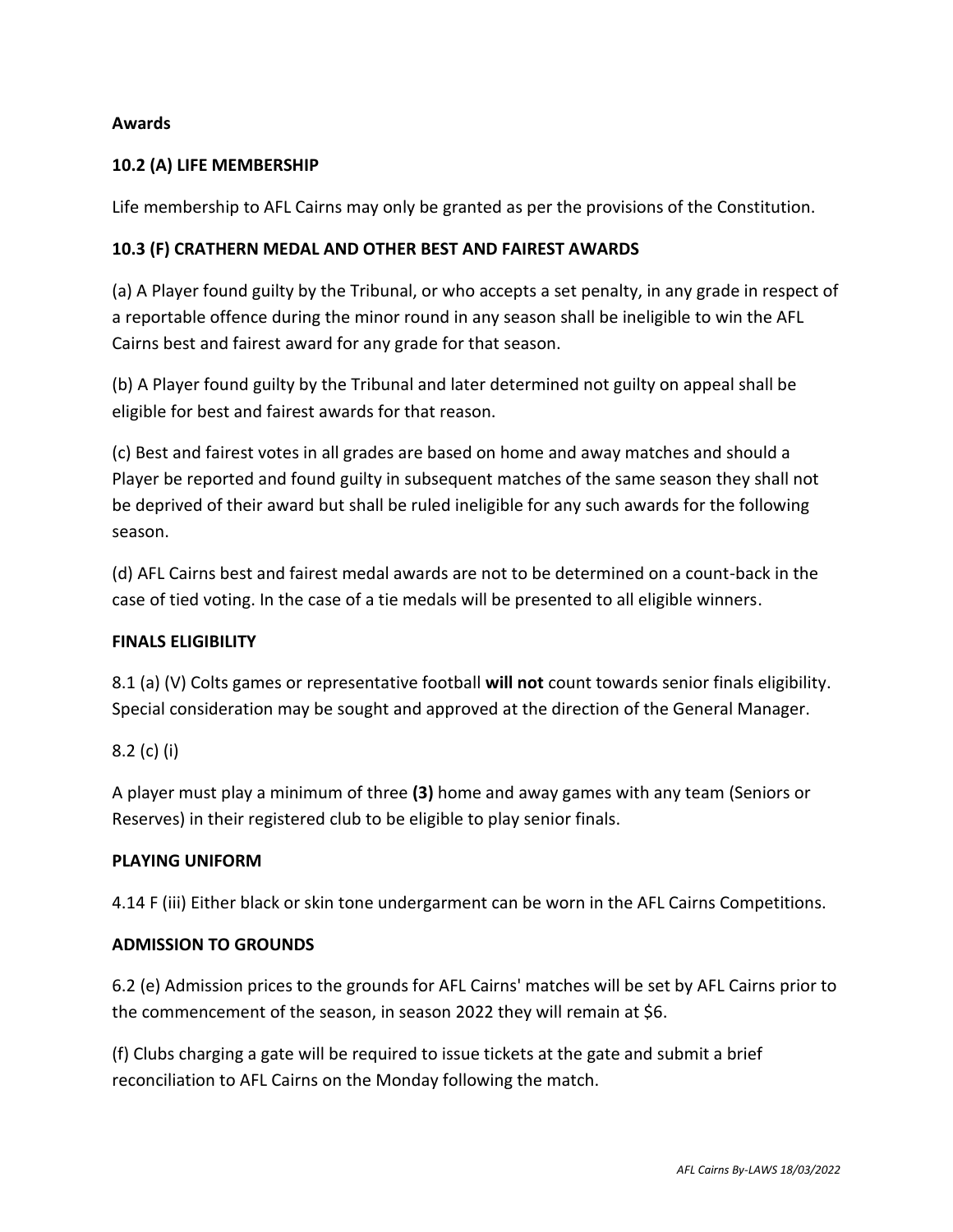**Awards**

**10.2 (A) LIFE MEMBERSHIP**

Life membership to AFL Cairns may only be granted as per the provisions of the Constitution.

**10.3 (F) CRATHERN MEDAL AND OTHER BEST AND FAIREST AWARDS**

(a) A Player found guilty by the Tribunal, or who accepts a set penalty, in any grade in respect of a reportable offence during the minor round in any season shall be ineligible to win the AFL Cairns best and fairest award for any grade for that season.

(b) A Player found guilty by the Tribunal and later determined not guilty on appeal shall be eligible for best and fairest awards for that reason.

(c) Best and fairest votes in all grades are based on home and away matches and should a Player be reported and found guilty in subsequent matches of the same season they shall not be deprived of their award but shall be ruled ineligible for any such awards for the following season.

(d) AFL Cairns best and fairest medal awards are not to be determined on a count-back in the case of tied voting. In the case of a tie medals will be presented to all eligible winners.

**FINALS ELIGIBILITY**

8.1 (a) (V) Colts games or representative football **will not** count towards senior finals eligibility. Special consideration may be sought and approved at the direction of the General Manager.

8.2 (c) (i)

A player must play a minimum of three **(3)** home and away games with any team (Seniors or Reserves) in their registered club to be eligible to play senior finals.

**PLAYING UNIFORM**

4.14 F (iii) Either black or skin tone undergarment can be worn in the AFL Cairns Competitions.

**ADMISSION TO GROUNDS**

6.2 (e) Admission prices to the grounds for AFL Cairns' matches will be set by AFL Cairns prior to the commencement of the season, in season 2022 they will remain at $6.

(f) Clubs charging a gate will be required to issue tickets at the gate and submit a brief reconciliation to AFL Cairns on the Monday following the match.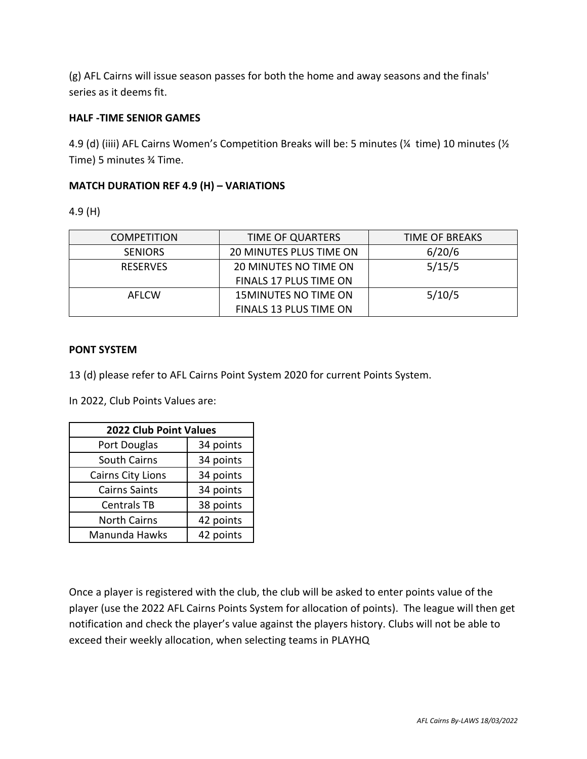(g) AFL Cairns will issue season passes for both the home and away seasons and the finals' series as it deems fit.

**HALF -TIME SENIOR GAMES**

4.9 (d) (iiii) AFL Cairns Women's Competition Breaks will be: 5 minutes (¼ time) 10 minutes (½ Time) 5 minutes ¾ Time.

**MATCH DURATION REF 4.9 (H) – VARIATIONS**

4.9 (H)

| COMPETITION | TIME OF QUARTERS | TIME OF BREAKS |
|---|---|---|
| SENIORS | 20 MINUTES PLUS TIME ON | 6/20/6 |
| RESERVES | 20 MINUTES NO TIME ON<br>FINALS 17 PLUS TIME ON | 5/15/5 |
| AFLCW | 15MINUTES NO TIME ON<br>FINALS 13 PLUS TIME ON | 5/10/5 |

**PONT SYSTEM**

13 (d) please refer to AFL Cairns Point System 2020 for current Points System.

In 2022, Club Points Values are:

| 2022 Club Point Values | |
|---|---|
| Port Douglas | 34 points |
| South Cairns | 34 points |
| Cairns City Lions | 34 points |
| Cairns Saints | 34 points |
| Centrals TB | 38 points |
| North Cairns | 42 points |
| Manunda Hawks | 42 points |

Once a player is registered with the club, the club will be asked to enter points value of the player (use the 2022 AFL Cairns Points System for allocation of points). The league will then get notification and check the player's value against the players history. Clubs will not be able to exceed their weekly allocation, when selecting teams in PLAYHQ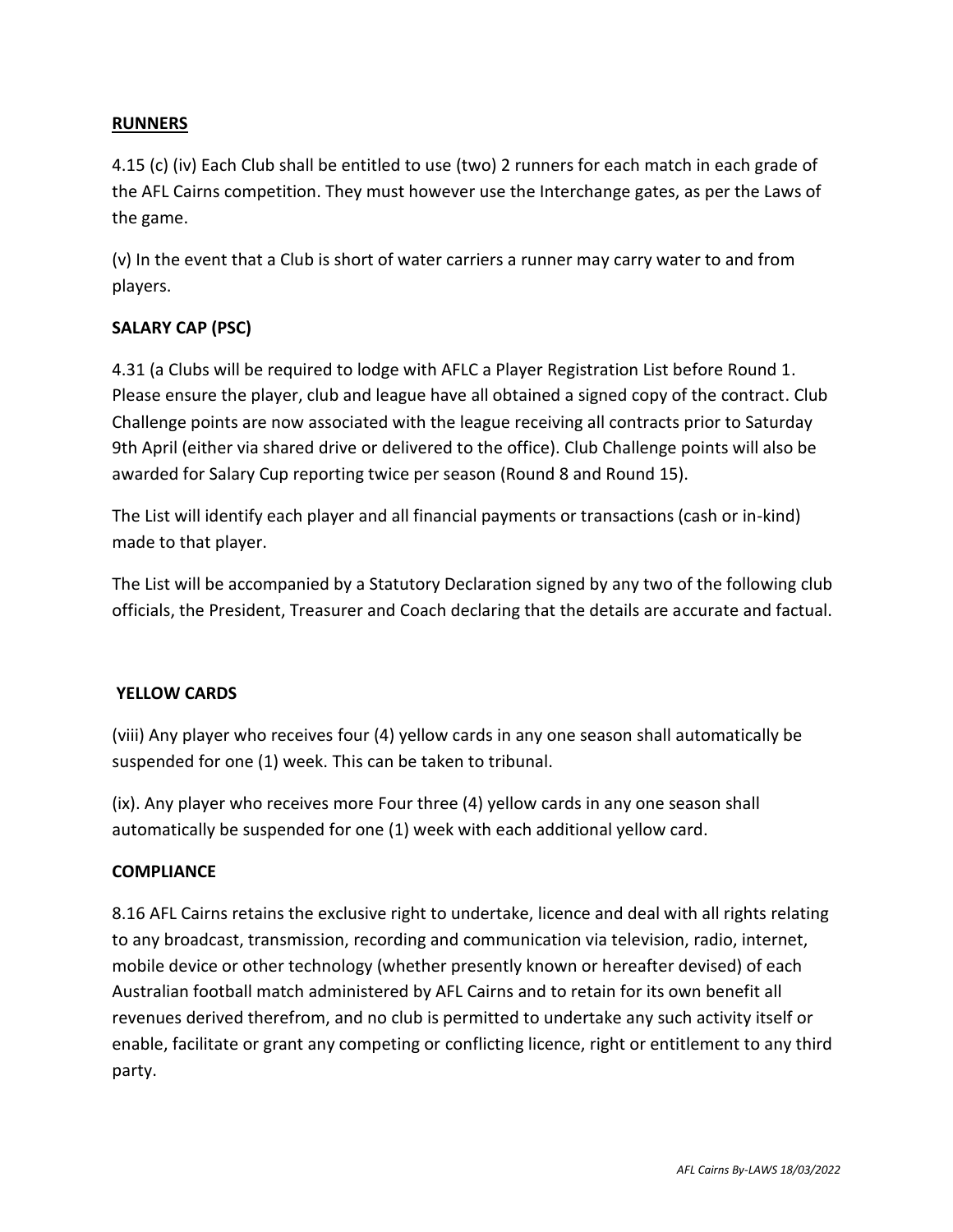**RUNNERS**

4.15 (c) (iv) Each Club shall be entitled to use (two) 2 runners for each match in each grade of the AFL Cairns competition. They must however use the Interchange gates, as per the Laws of the game.

(v) In the event that a Club is short of water carriers a runner may carry water to and from players.

**SALARY CAP (PSC)**

4.31 (a Clubs will be required to lodge with AFLC a Player Registration List before Round 1. Please ensure the player, club and league have all obtained a signed copy of the contract. Club Challenge points are now associated with the league receiving all contracts prior to Saturday 9th April (either via shared drive or delivered to the office). Club Challenge points will also be awarded for Salary Cup reporting twice per season (Round 8 and Round 15).

The List will identify each player and all financial payments or transactions (cash or in-kind) made to that player.

The List will be accompanied by a Statutory Declaration signed by any two of the following club officials, the President, Treasurer and Coach declaring that the details are accurate and factual.

**YELLOW CARDS**

(viii) Any player who receives four (4) yellow cards in any one season shall automatically be suspended for one (1) week. This can be taken to tribunal.

(ix). Any player who receives more Four three (4) yellow cards in any one season shall automatically be suspended for one (1) week with each additional yellow card.

**COMPLIANCE**

8.16 AFL Cairns retains the exclusive right to undertake, licence and deal with all rights relating to any broadcast, transmission, recording and communication via television, radio, internet, mobile device or other technology (whether presently known or hereafter devised) of each Australian football match administered by AFL Cairns and to retain for its own benefit all revenues derived therefrom, and no club is permitted to undertake any such activity itself or enable, facilitate or grant any competing or conflicting licence, right or entitlement to any third party.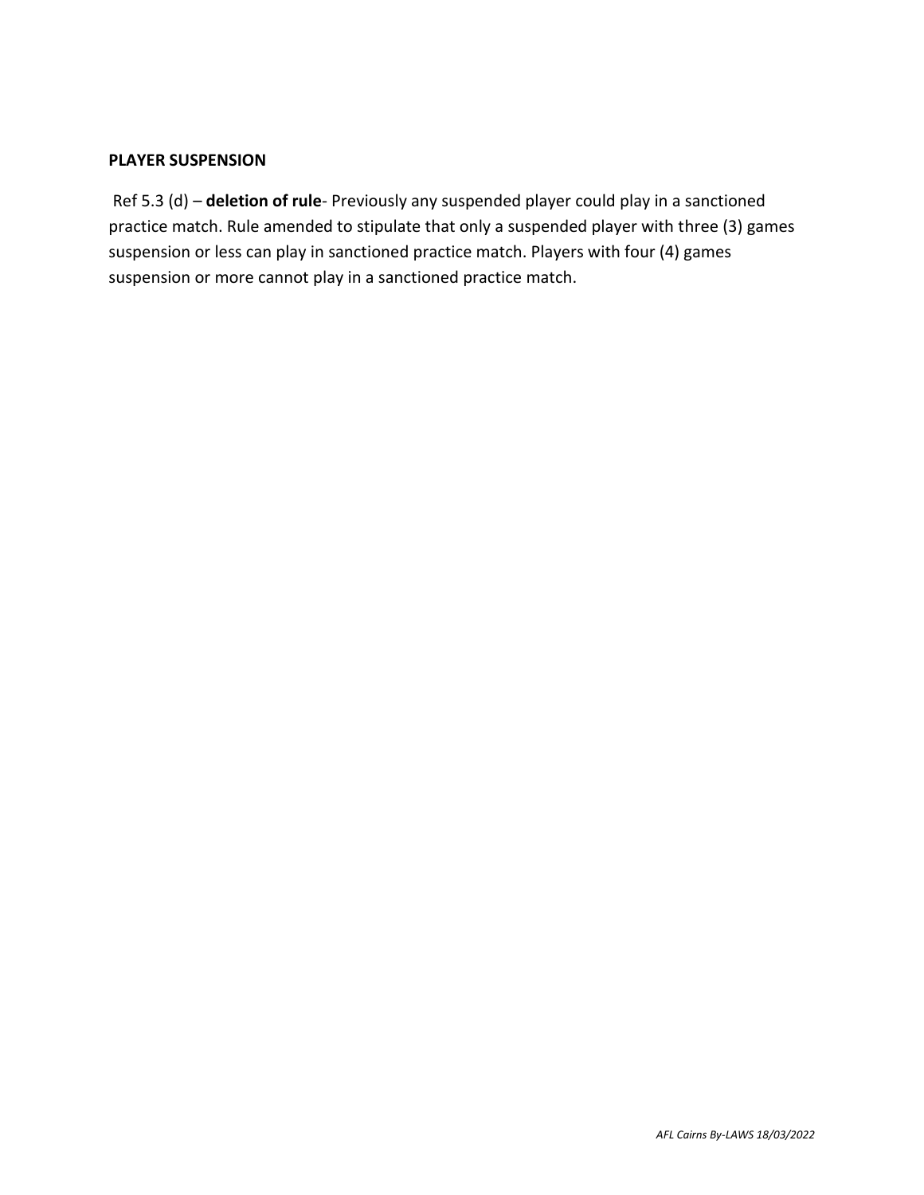**PLAYER SUSPENSION**

Ref 5.3 (d) – **deletion of rule**- Previously any suspended player could play in a sanctioned practice match. Rule amended to stipulate that only a suspended player with three (3) games suspension or less can play in sanctioned practice match. Players with four (4) games suspension or more cannot play in a sanctioned practice match.